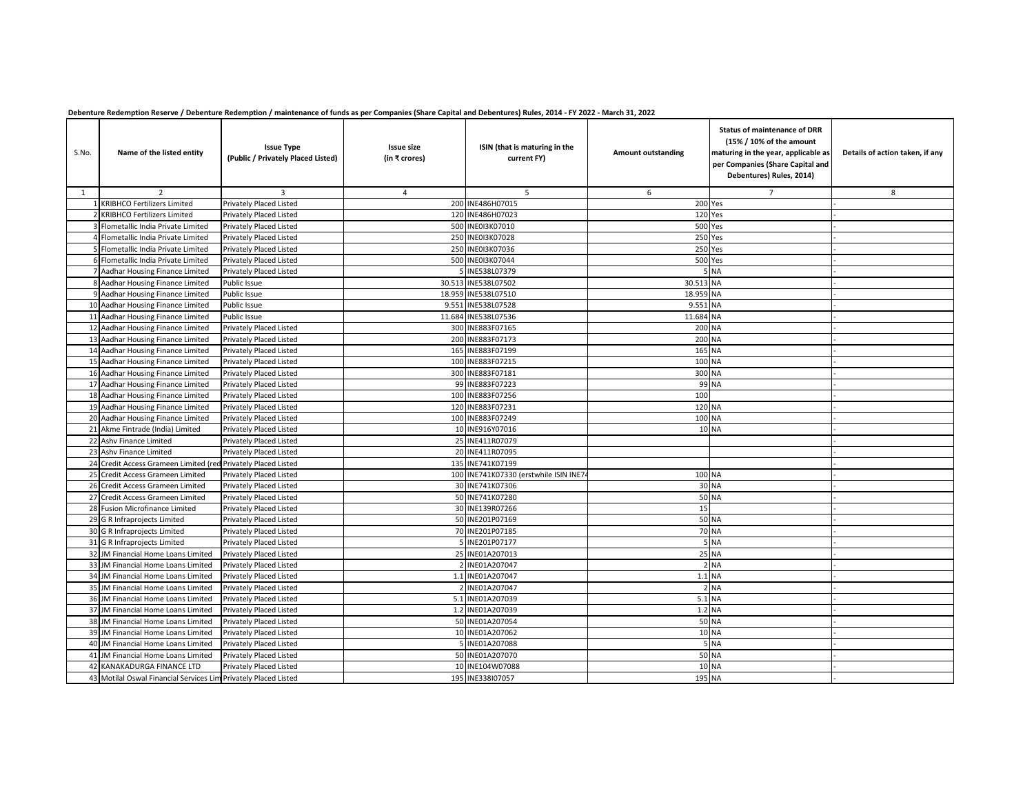**Debenture Redemption Reserve / Debenture Redemption / maintenance of funds as per Companies (Share Capital and Debentures) Rules, 2014 - FY 2022 - March 31, 2022**

| S.No. | Name of the listed entity | Issue Type (Public / Privately Placed Listed) | Issue size (in ₹ crores) | ISIN (that is maturing in the current FY) | Amount outstanding | Status of maintenance of DRR (15% / 10% of the amount maturing in the year, applicable as per Companies (Share Capital and Debentures) Rules, 2014) | Details of action taken, if any |
|---|---|---|---|---|---|---|---|
| 1 | 2 | 3 | 4 | 5 | 6 | 7 | 8 |
| 1 | KRIBHCO Fertilizers Limited | Privately Placed Listed | 200 | INE486H07015 | 200 | Yes | - |
| 2 | KRIBHCO Fertilizers Limited | Privately Placed Listed | 120 | INE486H07023 | 120 | Yes | - |
| 3 | Flometallic India Private Limited | Privately Placed Listed | 500 | INE0I3K07010 | 500 | Yes | - |
| 4 | Flometallic India Private Limited | Privately Placed Listed | 250 | INE0I3K07028 | 250 | Yes | - |
| 5 | Flometallic India Private Limited | Privately Placed Listed | 250 | INE0I3K07036 | 250 | Yes | - |
| 6 | Flometallic India Private Limited | Privately Placed Listed | 500 | INE0I3K07044 | 500 | Yes | - |
| 7 | Aadhar Housing Finance Limited | Privately Placed Listed | 5 | INE538L07379 | 5 | NA | - |
| 8 | Aadhar Housing Finance Limited | Public Issue | 30.513 | INE538L07502 | 30.513 | NA | - |
| 9 | Aadhar Housing Finance Limited | Public Issue | 18.959 | INE538L07510 | 18.959 | NA | - |
| 10 | Aadhar Housing Finance Limited | Public Issue | 9.551 | INE538L07528 | 9.551 | NA | - |
| 11 | Aadhar Housing Finance Limited | Public Issue | 11.684 | INE538L07536 | 11.684 | NA | - |
| 12 | Aadhar Housing Finance Limited | Privately Placed Listed | 300 | INE883F07165 | 200 | NA | - |
| 13 | Aadhar Housing Finance Limited | Privately Placed Listed | 200 | INE883F07173 | 200 | NA | - |
| 14 | Aadhar Housing Finance Limited | Privately Placed Listed | 165 | INE883F07199 | 165 | NA | - |
| 15 | Aadhar Housing Finance Limited | Privately Placed Listed | 100 | INE883F07215 | 100 | NA | - |
| 16 | Aadhar Housing Finance Limited | Privately Placed Listed | 300 | INE883F07181 | 300 | NA | - |
| 17 | Aadhar Housing Finance Limited | Privately Placed Listed | 99 | INE883F07223 | 99 | NA | - |
| 18 | Aadhar Housing Finance Limited | Privately Placed Listed | 100 | INE883F07256 | 100 | | - |
| 19 | Aadhar Housing Finance Limited | Privately Placed Listed | 120 | INE883F07231 | 120 | NA | - |
| 20 | Aadhar Housing Finance Limited | Privately Placed Listed | 100 | INE883F07249 | 100 | NA | - |
| 21 | Akme Fintrade (India) Limited | Privately Placed Listed | 10 | INE916Y07016 | 10 | NA | - |
| 22 | Ashv Finance Limited | Privately Placed Listed | 25 | INE411R07079 | | | - |
| 23 | Ashv Finance Limited | Privately Placed Listed | 20 | INE411R07095 | | | - |
| 24 | Credit Access Grameen Limited (red | Privately Placed Listed | 135 | INE741K07199 | | | - |
| 25 | Credit Access Grameen Limited | Privately Placed Listed | 100 | INE741K07330 (erstwhile ISIN INE74 | 100 | NA | - |
| 26 | Credit Access Grameen Limited | Privately Placed Listed | 30 | INE741K07306 | 30 | NA | - |
| 27 | Credit Access Grameen Limited | Privately Placed Listed | 50 | INE741K07280 | 50 | NA | - |
| 28 | Fusion Microfinance Limited | Privately Placed Listed | 30 | INE139R07266 | 15 | | - |
| 29 | G R Infraprojects Limited | Privately Placed Listed | 50 | INE201P07169 | 50 | NA | - |
| 30 | G R Infraprojects Limited | Privately Placed Listed | 70 | INE201P07185 | 70 | NA | - |
| 31 | G R Infraprojects Limited | Privately Placed Listed | 5 | INE201P07177 | 5 | NA | - |
| 32 | JM Financial Home Loans Limited | Privately Placed Listed | 25 | INE01A207013 | 25 | NA | - |
| 33 | JM Financial Home Loans Limited | Privately Placed Listed | 2 | INE01A207047 | 2 | NA | - |
| 34 | JM Financial Home Loans Limited | Privately Placed Listed | 1.1 | INE01A207047 | 1.1 | NA | - |
| 35 | JM Financial Home Loans Limited | Privately Placed Listed | 2 | INE01A207047 | 2 | NA | - |
| 36 | JM Financial Home Loans Limited | Privately Placed Listed | 5.1 | INE01A207039 | 5.1 | NA | - |
| 37 | JM Financial Home Loans Limited | Privately Placed Listed | 1.2 | INE01A207039 | 1.2 | NA | - |
| 38 | JM Financial Home Loans Limited | Privately Placed Listed | 50 | INE01A207054 | 50 | NA | - |
| 39 | JM Financial Home Loans Limited | Privately Placed Listed | 10 | INE01A207062 | 10 | NA | - |
| 40 | JM Financial Home Loans Limited | Privately Placed Listed | 5 | INE01A207088 | 5 | NA | - |
| 41 | JM Financial Home Loans Limited | Privately Placed Listed | 50 | INE01A207070 | 50 | NA | - |
| 42 | KANAKADURGA FINANCE LTD | Privately Placed Listed | 10 | INE104W07088 | 10 | NA | - |
| 43 | Motilal Oswal Financial Services Lim | Privately Placed Listed | 195 | INE338I07057 | 195 | NA | - |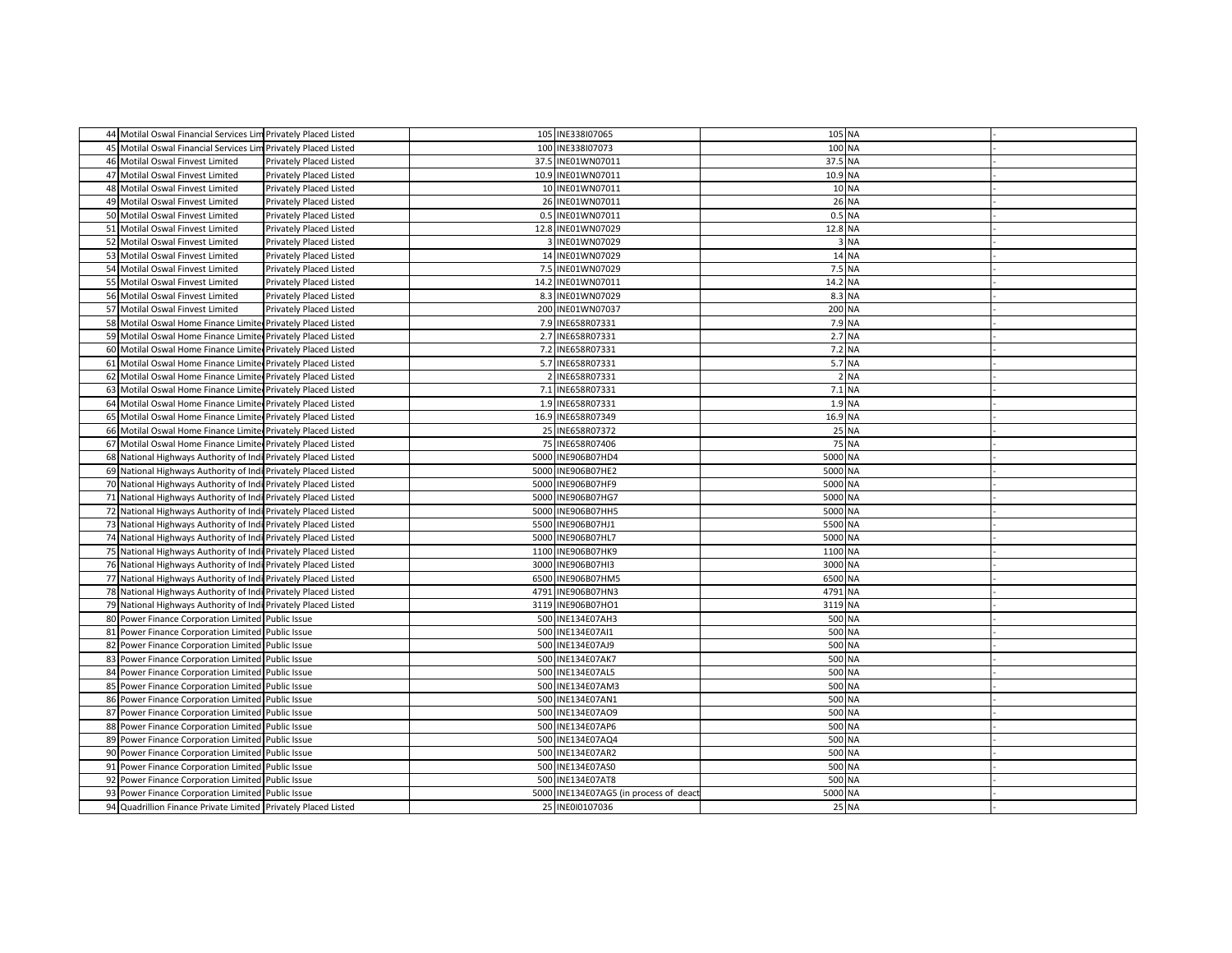| 44 | Motilal Oswal Financial Services Lim | Privately Placed Listed | 105 | INE338I07065 | 105 | NA | - |
|---|---|---|---|---|---|---|---|
| 45 | Motilal Oswal Financial Services Lim | Privately Placed Listed | 100 | INE338I07073 | 100 | NA | - |
| 46 | Motilal Oswal Finvest Limited | Privately Placed Listed | 37.5 | INE01WN07011 | 37.5 | NA | - |
| 47 | Motilal Oswal Finvest Limited | Privately Placed Listed | 10.9 | INE01WN07011 | 10.9 | NA | - |
| 48 | Motilal Oswal Finvest Limited | Privately Placed Listed | 10 | INE01WN07011 | 10 | NA | - |
| 49 | Motilal Oswal Finvest Limited | Privately Placed Listed | 26 | INE01WN07011 | 26 | NA | - |
| 50 | Motilal Oswal Finvest Limited | Privately Placed Listed | 0.5 | INE01WN07011 | 0.5 | NA | - |
| 51 | Motilal Oswal Finvest Limited | Privately Placed Listed | 12.8 | INE01WN07029 | 12.8 | NA | - |
| 52 | Motilal Oswal Finvest Limited | Privately Placed Listed | 3 | INE01WN07029 | 3 | NA | - |
| 53 | Motilal Oswal Finvest Limited | Privately Placed Listed | 14 | INE01WN07029 | 14 | NA | - |
| 54 | Motilal Oswal Finvest Limited | Privately Placed Listed | 7.5 | INE01WN07029 | 7.5 | NA | - |
| 55 | Motilal Oswal Finvest Limited | Privately Placed Listed | 14.2 | INE01WN07011 | 14.2 | NA | - |
| 56 | Motilal Oswal Finvest Limited | Privately Placed Listed | 8.3 | INE01WN07029 | 8.3 | NA | - |
| 57 | Motilal Oswal Finvest Limited | Privately Placed Listed | 200 | INE01WN07037 | 200 | NA | - |
| 58 | Motilal Oswal Home Finance Limite | Privately Placed Listed | 7.9 | INE658R07331 | 7.9 | NA | - |
| 59 | Motilal Oswal Home Finance Limite | Privately Placed Listed | 2.7 | INE658R07331 | 2.7 | NA | - |
| 60 | Motilal Oswal Home Finance Limite | Privately Placed Listed | 7.2 | INE658R07331 | 7.2 | NA | - |
| 61 | Motilal Oswal Home Finance Limite | Privately Placed Listed | 5.7 | INE658R07331 | 5.7 | NA | - |
| 62 | Motilal Oswal Home Finance Limite | Privately Placed Listed | 2 | INE658R07331 | 2 | NA | - |
| 63 | Motilal Oswal Home Finance Limite | Privately Placed Listed | 7.1 | INE658R07331 | 7.1 | NA | - |
| 64 | Motilal Oswal Home Finance Limite | Privately Placed Listed | 1.9 | INE658R07331 | 1.9 | NA | - |
| 65 | Motilal Oswal Home Finance Limite | Privately Placed Listed | 16.9 | INE658R07349 | 16.9 | NA | - |
| 66 | Motilal Oswal Home Finance Limite | Privately Placed Listed | 25 | INE658R07372 | 25 | NA | - |
| 67 | Motilal Oswal Home Finance Limite | Privately Placed Listed | 75 | INE658R07406 | 75 | NA | - |
| 68 | National Highways Authority of Indi | Privately Placed Listed | 5000 | INE906B07HD4 | 5000 | NA | - |
| 69 | National Highways Authority of Indi | Privately Placed Listed | 5000 | INE906B07HE2 | 5000 | NA | - |
| 70 | National Highways Authority of Indi | Privately Placed Listed | 5000 | INE906B07HF9 | 5000 | NA | - |
| 71 | National Highways Authority of Indi | Privately Placed Listed | 5000 | INE906B07HG7 | 5000 | NA | - |
| 72 | National Highways Authority of Indi | Privately Placed Listed | 5000 | INE906B07HH5 | 5000 | NA | - |
| 73 | National Highways Authority of Indi | Privately Placed Listed | 5500 | INE906B07HJ1 | 5500 | NA | - |
| 74 | National Highways Authority of Indi | Privately Placed Listed | 5000 | INE906B07HL7 | 5000 | NA | - |
| 75 | National Highways Authority of Indi | Privately Placed Listed | 1100 | INE906B07HK9 | 1100 | NA | - |
| 76 | National Highways Authority of Indi | Privately Placed Listed | 3000 | INE906B07HI3 | 3000 | NA | - |
| 77 | National Highways Authority of Indi | Privately Placed Listed | 6500 | INE906B07HM5 | 6500 | NA | - |
| 78 | National Highways Authority of Indi | Privately Placed Listed | 4791 | INE906B07HN3 | 4791 | NA | - |
| 79 | National Highways Authority of Indi | Privately Placed Listed | 3119 | INE906B07HO1 | 3119 | NA | - |
| 80 | Power Finance Corporation Limited | Public Issue | 500 | INE134E07AH3 | 500 | NA | - |
| 81 | Power Finance Corporation Limited | Public Issue | 500 | INE134E07AI1 | 500 | NA | - |
| 82 | Power Finance Corporation Limited | Public Issue | 500 | INE134E07AJ9 | 500 | NA | - |
| 83 | Power Finance Corporation Limited | Public Issue | 500 | INE134E07AK7 | 500 | NA | - |
| 84 | Power Finance Corporation Limited | Public Issue | 500 | INE134E07AL5 | 500 | NA | - |
| 85 | Power Finance Corporation Limited | Public Issue | 500 | INE134E07AM3 | 500 | NA | - |
| 86 | Power Finance Corporation Limited | Public Issue | 500 | INE134E07AN1 | 500 | NA | - |
| 87 | Power Finance Corporation Limited | Public Issue | 500 | INE134E07AO9 | 500 | NA | - |
| 88 | Power Finance Corporation Limited | Public Issue | 500 | INE134E07AP6 | 500 | NA | - |
| 89 | Power Finance Corporation Limited | Public Issue | 500 | INE134E07AQ4 | 500 | NA | - |
| 90 | Power Finance Corporation Limited | Public Issue | 500 | INE134E07AR2 | 500 | NA | - |
| 91 | Power Finance Corporation Limited | Public Issue | 500 | INE134E07AS0 | 500 | NA | - |
| 92 | Power Finance Corporation Limited | Public Issue | 500 | INE134E07AT8 | 500 | NA | - |
| 93 | Power Finance Corporation Limited | Public Issue | 5000 | INE134E07AG5 (in process of deact | 5000 | NA | - |
| 94 | Quadrillion Finance Private Limited | Privately Placed Listed | 25 | INE0I0107036 | 25 | NA | - |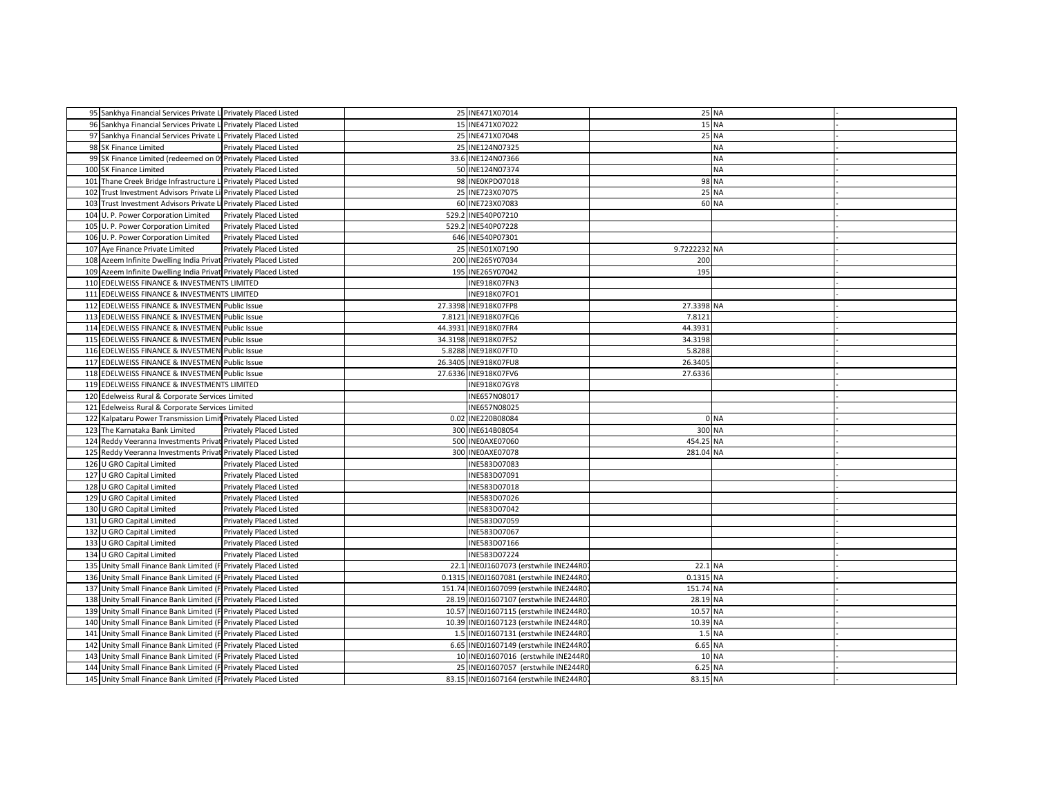| | | | | | | | |
|---|---|---|---|---|---|---|---|
| 95 | Sankhya Financial Services Private L | Privately Placed Listed | 25 | INE471X07014 | 25 | NA | - |
| 96 | Sankhya Financial Services Private L | Privately Placed Listed | 15 | INE471X07022 | 15 | NA | - |
| 97 | Sankhya Financial Services Private L | Privately Placed Listed | 25 | INE471X07048 | 25 | NA | - |
| 98 | SK Finance Limited | Privately Placed Listed | 25 | INE124N07325 | | NA | - |
| 99 | SK Finance Limited (redeemed on 0 | Privately Placed Listed | 33.6 | INE124N07366 | | NA | - |
| 100 | SK Finance Limited | Privately Placed Listed | 50 | INE124N07374 | | NA | - |
| 101 | Thane Creek Bridge Infrastructure L | Privately Placed Listed | 98 | INE0KPD07018 | 98 | NA | - |
| 102 | Trust Investment Advisors Private Li | Privately Placed Listed | 25 | INE723X07075 | 25 | NA | - |
| 103 | Trust Investment Advisors Private Li | Privately Placed Listed | 60 | INE723X07083 | 60 | NA | - |
| 104 | U. P. Power Corporation Limited | Privately Placed Listed | 529.2 | INE540P07210 | | | - |
| 105 | U. P. Power Corporation Limited | Privately Placed Listed | 529.2 | INE540P07228 | | | - |
| 106 | U. P. Power Corporation Limited | Privately Placed Listed | 646 | INE540P07301 | | | - |
| 107 | Aye Finance Private Limited | Privately Placed Listed | 25 | INE501X07190 | 9.7222232 | NA | - |
| 108 | Azeem Infinite Dwelling India Privat | Privately Placed Listed | 200 | INE265Y07034 | 200 | | - |
| 109 | Azeem Infinite Dwelling India Privat | Privately Placed Listed | 195 | INE265Y07042 | 195 | | - |
| 110 | EDELWEISS FINANCE & INVESTMENTS LIMITED | | | INE918K07FN3 | | | - |
| 111 | EDELWEISS FINANCE & INVESTMENTS LIMITED | | | INE918K07FO1 | | | - |
| 112 | EDELWEISS FINANCE & INVESTMEN | Public Issue | 27.3398 | INE918K07FP8 | 27.3398 | NA | - |
| 113 | EDELWEISS FINANCE & INVESTMEN | Public Issue | 7.8121 | INE918K07FQ6 | 7.8121 | | - |
| 114 | EDELWEISS FINANCE & INVESTMEN | Public Issue | 44.3931 | INE918K07FR4 | 44.3931 | | - |
| 115 | EDELWEISS FINANCE & INVESTMEN | Public Issue | 34.3198 | INE918K07FS2 | 34.3198 | | - |
| 116 | EDELWEISS FINANCE & INVESTMEN | Public Issue | 5.8288 | INE918K07FT0 | 5.8288 | | - |
| 117 | EDELWEISS FINANCE & INVESTMEN | Public Issue | 26.3405 | INE918K07FU8 | 26.3405 | | - |
| 118 | EDELWEISS FINANCE & INVESTMEN | Public Issue | 27.6336 | INE918K07FV6 | 27.6336 | | - |
| 119 | EDELWEISS FINANCE & INVESTMENTS LIMITED | | | INE918K07GY8 | | | - |
| 120 | Edelweiss Rural & Corporate Services Limited | | | INE657N08017 | | | - |
| 121 | Edelweiss Rural & Corporate Services Limited | | | INE657N08025 | | | - |
| 122 | Kalpataru Power Transmission Limit | Privately Placed Listed | 0.02 | INE220B08084 | 0 | NA | - |
| 123 | The Karnataka Bank Limited | Privately Placed Listed | 300 | INE614B08054 | 300 | NA | - |
| 124 | Reddy Veeranna Investments Privat | Privately Placed Listed | 500 | INE0AXE07060 | 454.25 | NA | - |
| 125 | Reddy Veeranna Investments Privat | Privately Placed Listed | 300 | INE0AXE07078 | 281.04 | NA | - |
| 126 | U GRO Capital Limited | Privately Placed Listed | | INE583D07083 | | | - |
| 127 | U GRO Capital Limited | Privately Placed Listed | | INE583D07091 | | | - |
| 128 | U GRO Capital Limited | Privately Placed Listed | | INE583D07018 | | | - |
| 129 | U GRO Capital Limited | Privately Placed Listed | | INE583D07026 | | | - |
| 130 | U GRO Capital Limited | Privately Placed Listed | | INE583D07042 | | | - |
| 131 | U GRO Capital Limited | Privately Placed Listed | | INE583D07059 | | | - |
| 132 | U GRO Capital Limited | Privately Placed Listed | | INE583D07067 | | | - |
| 133 | U GRO Capital Limited | Privately Placed Listed | | INE583D07166 | | | - |
| 134 | U GRO Capital Limited | Privately Placed Listed | | INE583D07224 | | | - |
| 135 | Unity Small Finance Bank Limited (F | Privately Placed Listed | 22.1 | INE0J1607073 (erstwhile INE244R07 | 22.1 | NA | - |
| 136 | Unity Small Finance Bank Limited (F | Privately Placed Listed | 0.1315 | INE0J1607081 (erstwhile INE244R07 | 0.1315 | NA | - |
| 137 | Unity Small Finance Bank Limited (F | Privately Placed Listed | 151.74 | INE0J1607099 (erstwhile INE244R07 | 151.74 | NA | - |
| 138 | Unity Small Finance Bank Limited (F | Privately Placed Listed | 28.19 | INE0J1607107 (erstwhile INE244R07 | 28.19 | NA | - |
| 139 | Unity Small Finance Bank Limited (F | Privately Placed Listed | 10.57 | INE0J1607115 (erstwhile INE244R07 | 10.57 | NA | - |
| 140 | Unity Small Finance Bank Limited (F | Privately Placed Listed | 10.39 | INE0J1607123 (erstwhile INE244R07 | 10.39 | NA | - |
| 141 | Unity Small Finance Bank Limited (F | Privately Placed Listed | 1.5 | INE0J1607131 (erstwhile INE244R07 | 1.5 | NA | - |
| 142 | Unity Small Finance Bank Limited (F | Privately Placed Listed | 6.65 | INE0J1607149 (erstwhile INE244R07 | 6.65 | NA | - |
| 143 | Unity Small Finance Bank Limited (F | Privately Placed Listed | 10 | INE0J1607016 (erstwhile INE244R0 | 10 | NA | - |
| 144 | Unity Small Finance Bank Limited (F | Privately Placed Listed | 25 | INE0J1607057 (erstwhile INE244R0 | 6.25 | NA | - |
| 145 | Unity Small Finance Bank Limited (F | Privately Placed Listed | 83.15 | INE0J1607164 (erstwhile INE244R07 | 83.15 | NA | - |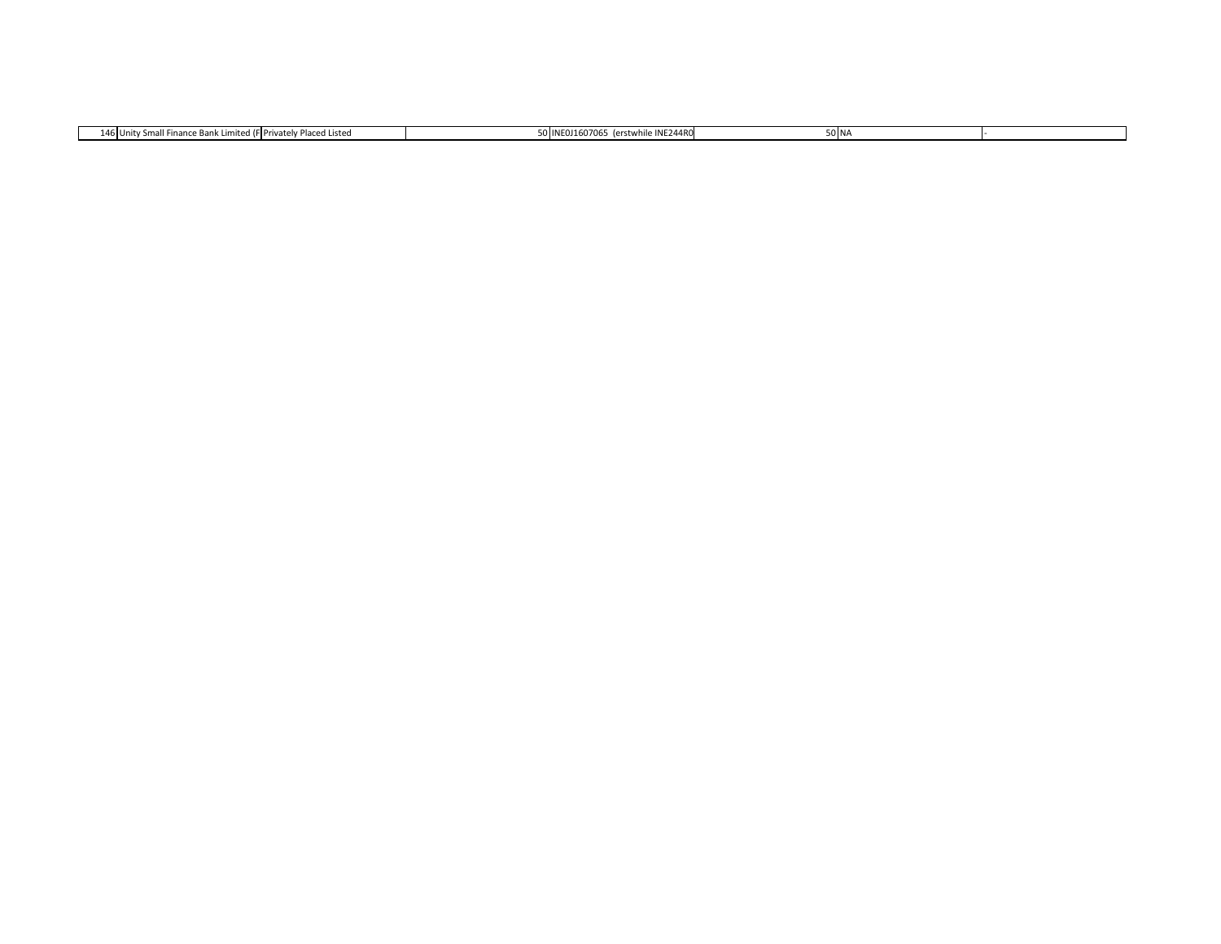| | | | | | | | | |
|---|---|---|---|---|---|---|---|---|
| 146 | Unity Small Finance Bank Limited (F | Privately Placed Listed | | 50 | INE0J1607065 (erstwhile INE244R0 | 50 | NA | - |